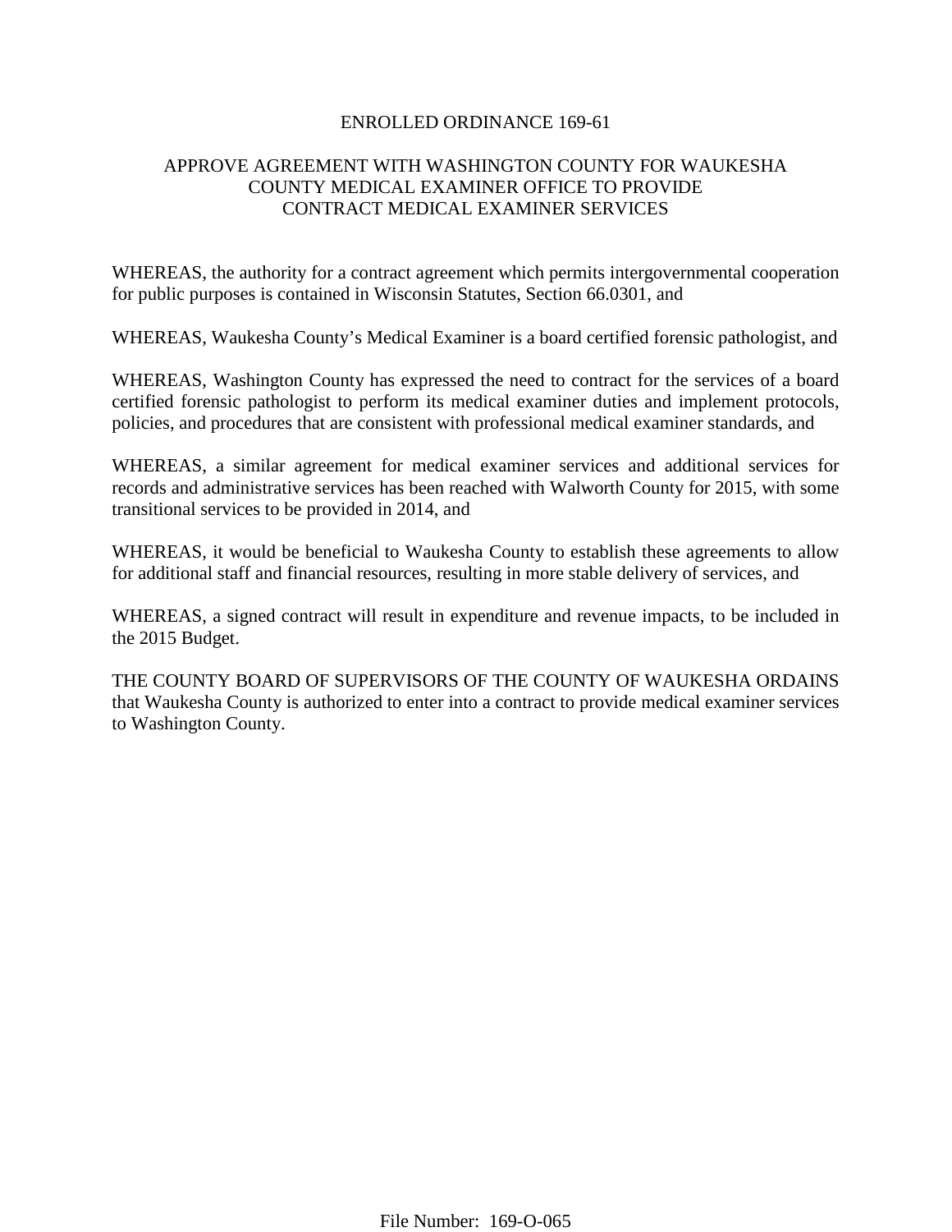# ENROLLED ORDINANCE 169-61

## APPROVE AGREEMENT WITH WASHINGTON COUNTY FOR WAUKESHA COUNTY MEDICAL EXAMINER OFFICE TO PROVIDE CONTRACT MEDICAL EXAMINER SERVICES

WHEREAS, the authority for a contract agreement which permits intergovernmental cooperation for public purposes is contained in Wisconsin Statutes, Section 66.0301, and

WHEREAS, Waukesha County's Medical Examiner is a board certified forensic pathologist, and

WHEREAS, Washington County has expressed the need to contract for the services of a board certified forensic pathologist to perform its medical examiner duties and implement protocols, policies, and procedures that are consistent with professional medical examiner standards, and

WHEREAS, a similar agreement for medical examiner services and additional services for records and administrative services has been reached with Walworth County for 2015, with some transitional services to be provided in 2014, and

WHEREAS, it would be beneficial to Waukesha County to establish these agreements to allow for additional staff and financial resources, resulting in more stable delivery of services, and

WHEREAS, a signed contract will result in expenditure and revenue impacts, to be included in the 2015 Budget.

THE COUNTY BOARD OF SUPERVISORS OF THE COUNTY OF WAUKESHA ORDAINS that Waukesha County is authorized to enter into a contract to provide medical examiner services to Washington County.

File Number: 169-O-065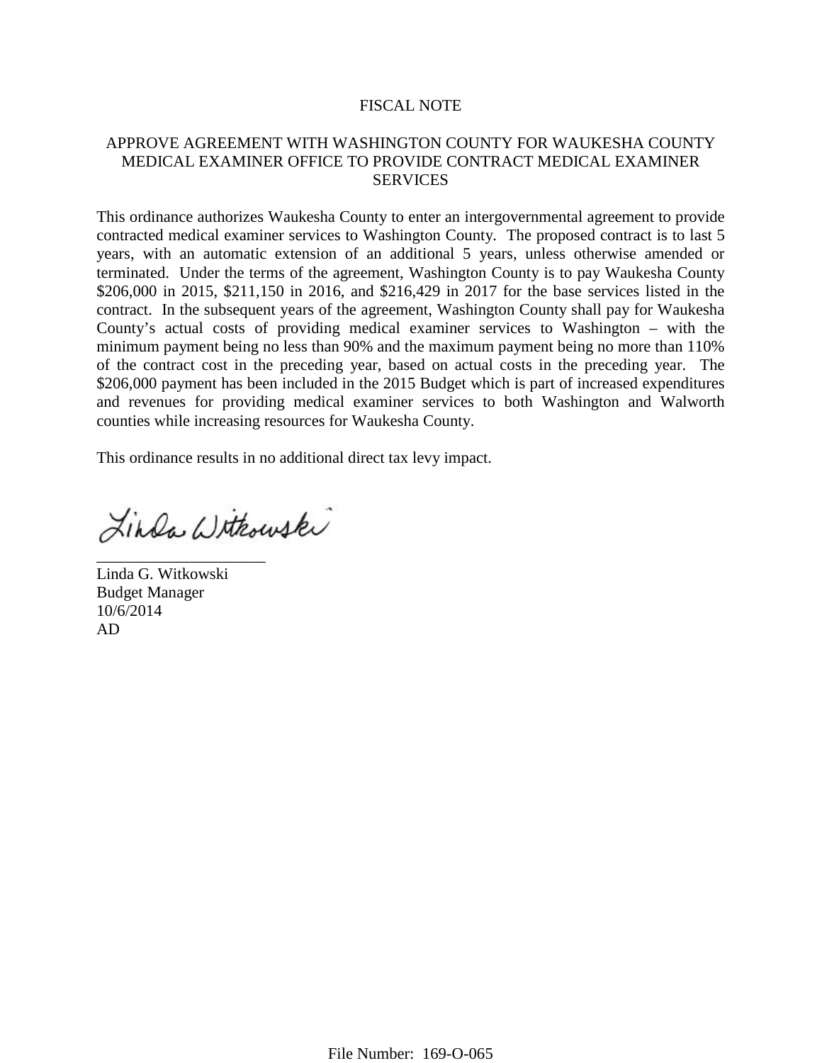# FISCAL NOTE

## APPROVE AGREEMENT WITH WASHINGTON COUNTY FOR WAUKESHA COUNTY MEDICAL EXAMINER OFFICE TO PROVIDE CONTRACT MEDICAL EXAMINER SERVICES

This ordinance authorizes Waukesha County to enter an intergovernmental agreement to provide contracted medical examiner services to Washington County. The proposed contract is to last 5 years, with an automatic extension of an additional 5 years, unless otherwise amended or terminated. Under the terms of the agreement, Washington County is to pay Waukesha County $206,000 in 2015, $211,150 in 2016, and $216,429 in 2017 for the base services listed in the contract. In the subsequent years of the agreement, Washington County shall pay for Waukesha County's actual costs of providing medical examiner services to Washington – with the minimum payment being no less than 90% and the maximum payment being no more than 110% of the contract cost in the preceding year, based on actual costs in the preceding year. The $206,000 payment has been included in the 2015 Budget which is part of increased expenditures and revenues for providing medical examiner services to both Washington and Walworth counties while increasing resources for Waukesha County.

This ordinance results in no additional direct tax levy impact.

Linda Witkowski

\_\_\_\_\_\_\_\_\_\_\_\_\_\_\_\_\_\_\_\_\_\_

Linda G. Witkowski
Budget Manager
10/6/2014
AD

File Number: 169-O-065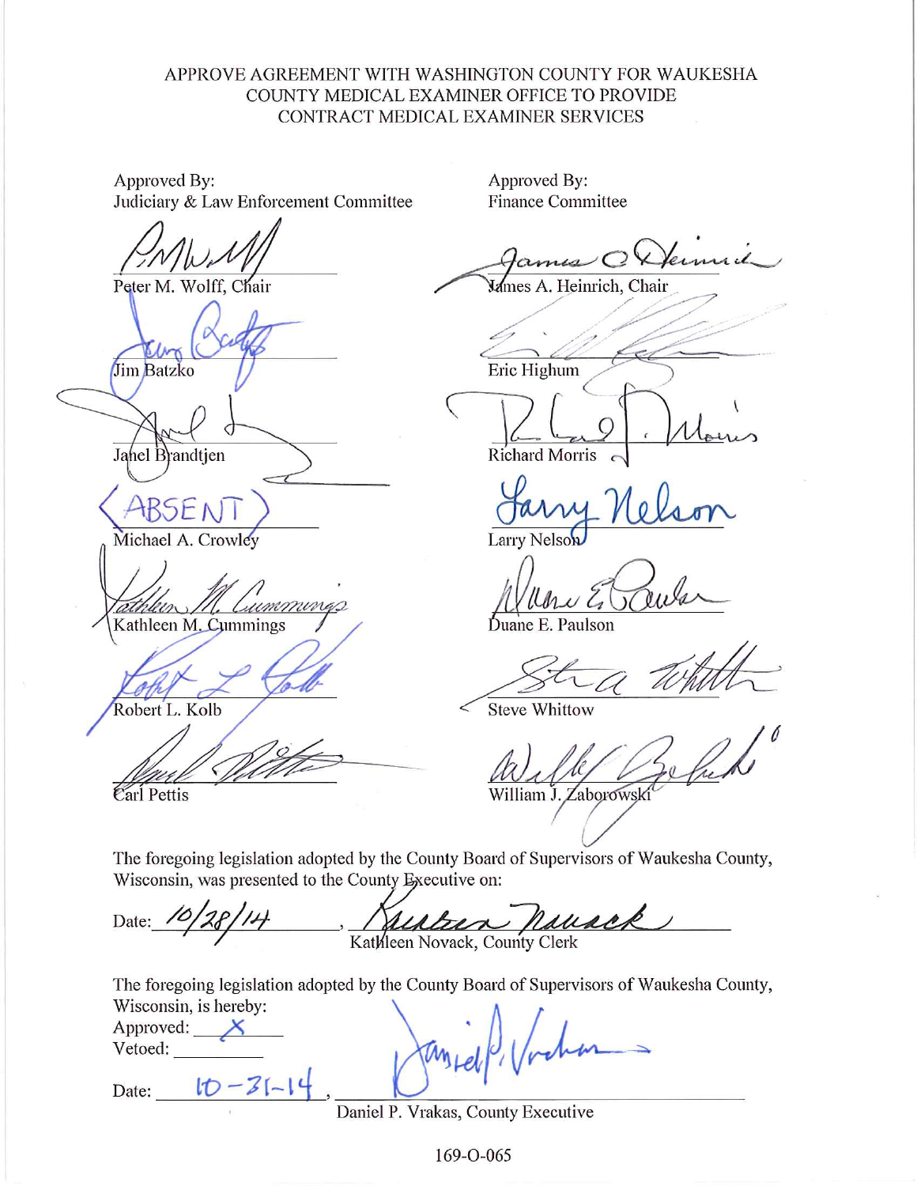APPROVE AGREEMENT WITH WASHINGTON COUNTY FOR WAUKESHA COUNTY MEDICAL EXAMINER OFFICE TO PROVIDE CONTRACT MEDICAL EXAMINER SERVICES

| Approved By: Judiciary & Law Enforcement Committee | Approved By: Finance Committee |
| --- | --- |
| Peter M. Wolff, Chair | James A. Heinrich, Chair |
| Jim Batzko | Eric Highum |
| Janel Brandtjen | Richard Morris |
| ABSENT — Michael A. Crowley | Larry Nelson |
| Kathleen M. Cummings | Duane E. Paulson |
| Robert L. Kolb | Steve Whittow |
| Carl Pettis | William J. Zaborowski |

The foregoing legislation adopted by the County Board of Supervisors of Waukesha County, Wisconsin, was presented to the County Executive on:

Date: 10/28/14, Kathleen Novack, County Clerk

The foregoing legislation adopted by the County Board of Supervisors of Waukesha County, Wisconsin, is hereby:

Approved: X

Vetoed: ______

Date: 10-31-14, Daniel P. Vrakas, County Executive

169-O-065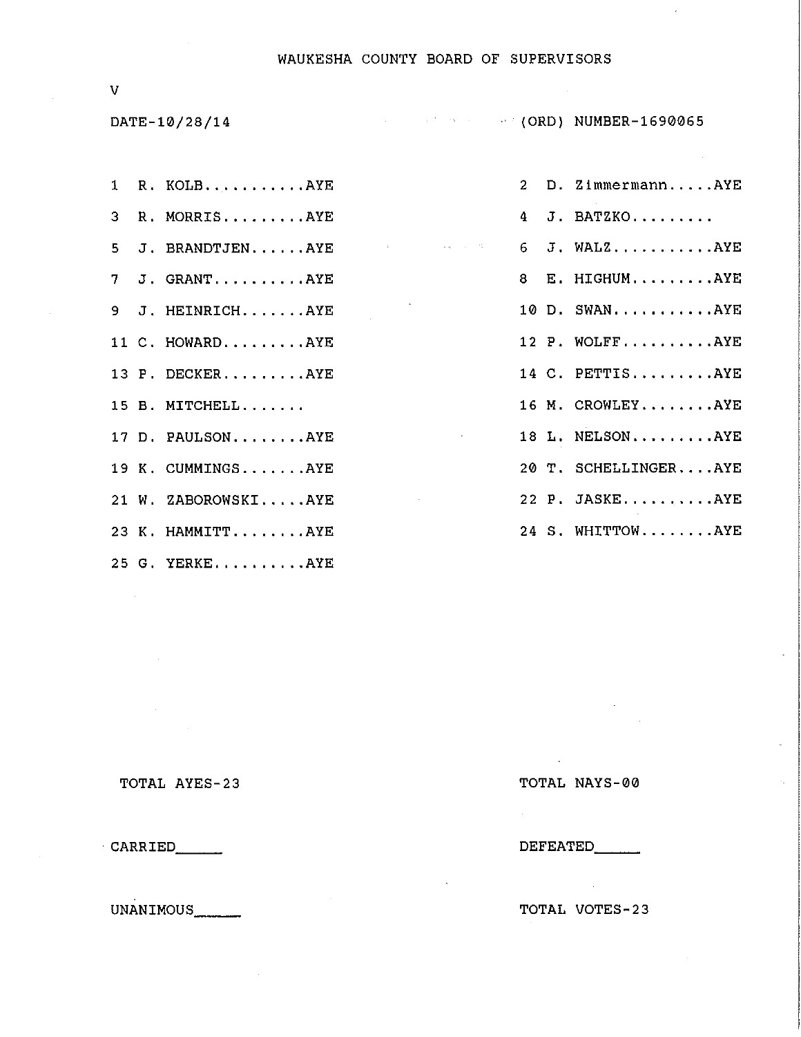# WAUKESHA COUNTY BOARD OF SUPERVISORS

V

DATE-10/28/14 (ORD) NUMBER-1690065

1 R. KOLB...........AYE

2 D. Zimmermann.....AYE

3 R. MORRIS.........AYE

4 J. BATZKO.........

5 J. BRANDTJEN......AYE

6 J. WALZ...........AYE

7 J. GRANT..........AYE

8 E. HIGHUM.........AYE

9 J. HEINRICH.......AYE

10 D. SWAN...........AYE

11 C. HOWARD.........AYE

12 P. WOLFF..........AYE

13 P. DECKER.........AYE

14 C. PETTIS.........AYE

15 B. MITCHELL.......

16 M. CROWLEY........AYE

17 D. PAULSON........AYE

18 L. NELSON.........AYE

19 K. CUMMINGS.......AYE

20 T. SCHELLINGER....AYE

21 W. ZABOROWSKI.....AYE

22 P. JASKE..........AYE

23 K. HAMMITT........AYE

24 S. WHITTOW........AYE

25 G. YERKE..........AYE

TOTAL AYES-23

TOTAL NAYS-00

CARRIED_____

DEFEATED_____

UNANIMOUS_____

TOTAL VOTES-23